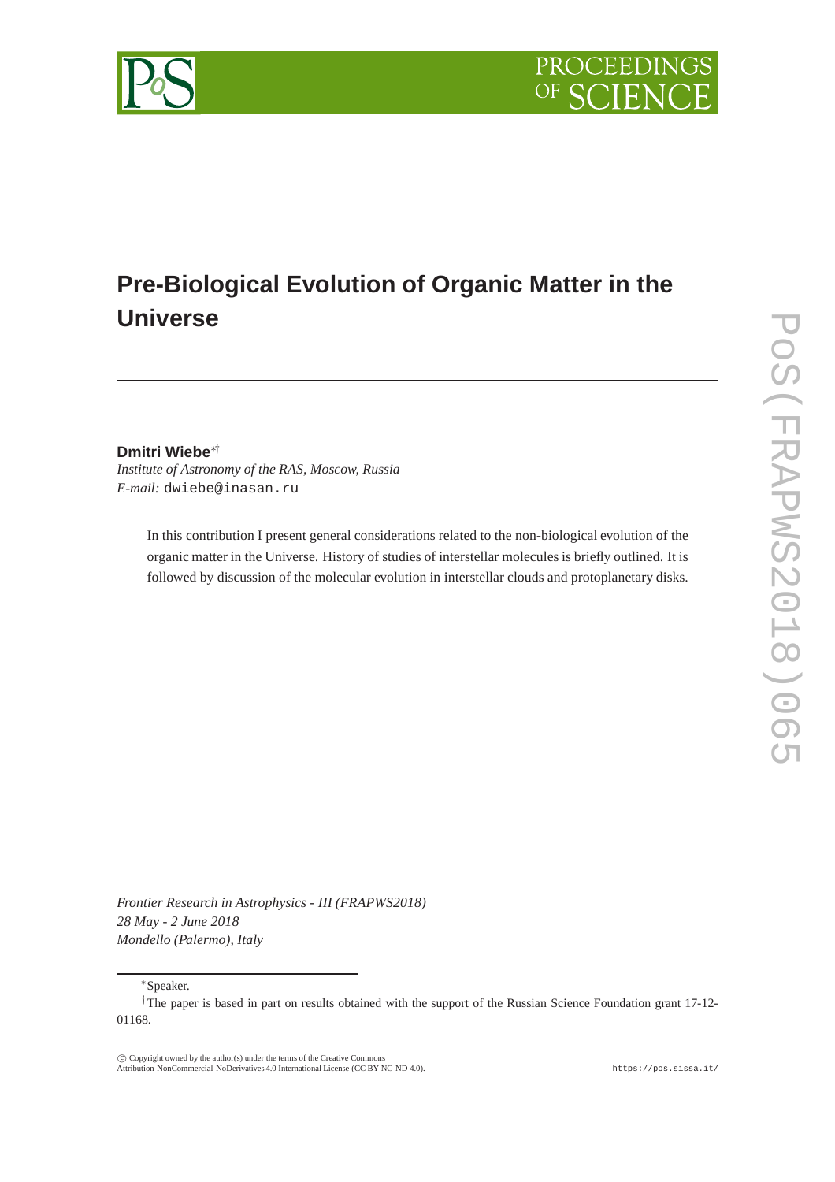# Pre-Biological Evolution of Organic Matter in the Universe

**Dmitri Wiebe**[∗†]

*Institute of Astronomy of the RAS, Moscow, Russia*

*E-mail:* dwiebe@inasan.ru

In this contribution I present general considerations related to the non-biological evolution of the organic matter in the Universe. History of studies of interstellar molecules is briefly outlined. It is followed by discussion of the molecular evolution in interstellar clouds and protoplanetary disks.

*Frontier Research in Astrophysics - III (FRAPWS2018)*
*28 May - 2 June 2018*
*Mondello (Palermo), Italy*

[∗]Speaker.

[†]The paper is based in part on results obtained with the support of the Russian Science Foundation grant 17-12-01168.

© Copyright owned by the author(s) under the terms of the Creative Commons Attribution-NonCommercial-NoDerivatives 4.0 International License (CC BY-NC-ND 4.0).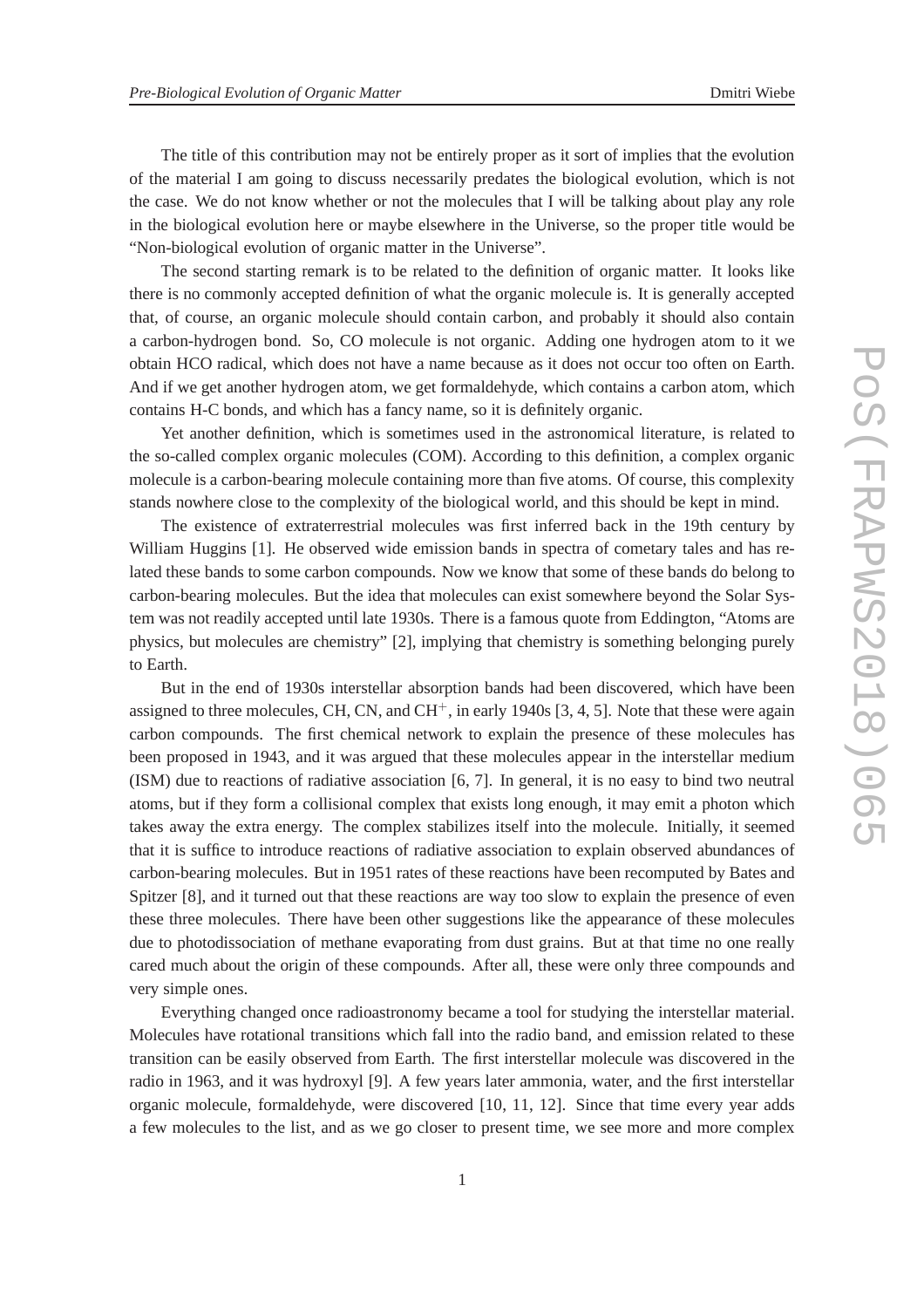The title of this contribution may not be entirely proper as it sort of implies that the evolution of the material I am going to discuss necessarily predates the biological evolution, which is not the case. We do not know whether or not the molecules that I will be talking about play any role in the biological evolution here or maybe elsewhere in the Universe, so the proper title would be "Non-biological evolution of organic matter in the Universe".

The second starting remark is to be related to the definition of organic matter. It looks like there is no commonly accepted definition of what the organic molecule is. It is generally accepted that, of course, an organic molecule should contain carbon, and probably it should also contain a carbon-hydrogen bond. So, CO molecule is not organic. Adding one hydrogen atom to it we obtain HCO radical, which does not have a name because as it does not occur too often on Earth. And if we get another hydrogen atom, we get formaldehyde, which contains a carbon atom, which contains H-C bonds, and which has a fancy name, so it is definitely organic.

Yet another definition, which is sometimes used in the astronomical literature, is related to the so-called complex organic molecules (COM). According to this definition, a complex organic molecule is a carbon-bearing molecule containing more than five atoms. Of course, this complexity stands nowhere close to the complexity of the biological world, and this should be kept in mind.

The existence of extraterrestrial molecules was first inferred back in the 19th century by William Huggins [1]. He observed wide emission bands in spectra of cometary tales and has related these bands to some carbon compounds. Now we know that some of these bands do belong to carbon-bearing molecules. But the idea that molecules can exist somewhere beyond the Solar System was not readily accepted until late 1930s. There is a famous quote from Eddington, "Atoms are physics, but molecules are chemistry" [2], implying that chemistry is something belonging purely to Earth.

But in the end of 1930s interstellar absorption bands had been discovered, which have been assigned to three molecules, CH, CN, and $CH^+$, in early 1940s [3, 4, 5]. Note that these were again carbon compounds. The first chemical network to explain the presence of these molecules has been proposed in 1943, and it was argued that these molecules appear in the interstellar medium (ISM) due to reactions of radiative association [6, 7]. In general, it is no easy to bind two neutral atoms, but if they form a collisional complex that exists long enough, it may emit a photon which takes away the extra energy. The complex stabilizes itself into the molecule. Initially, it seemed that it is suffice to introduce reactions of radiative association to explain observed abundances of carbon-bearing molecules. But in 1951 rates of these reactions have been recomputed by Bates and Spitzer [8], and it turned out that these reactions are way too slow to explain the presence of even these three molecules. There have been other suggestions like the appearance of these molecules due to photodissociation of methane evaporating from dust grains. But at that time no one really cared much about the origin of these compounds. After all, these were only three compounds and very simple ones.

Everything changed once radioastronomy became a tool for studying the interstellar material. Molecules have rotational transitions which fall into the radio band, and emission related to these transition can be easily observed from Earth. The first interstellar molecule was discovered in the radio in 1963, and it was hydroxyl [9]. A few years later ammonia, water, and the first interstellar organic molecule, formaldehyde, were discovered [10, 11, 12]. Since that time every year adds a few molecules to the list, and as we go closer to present time, we see more and more complex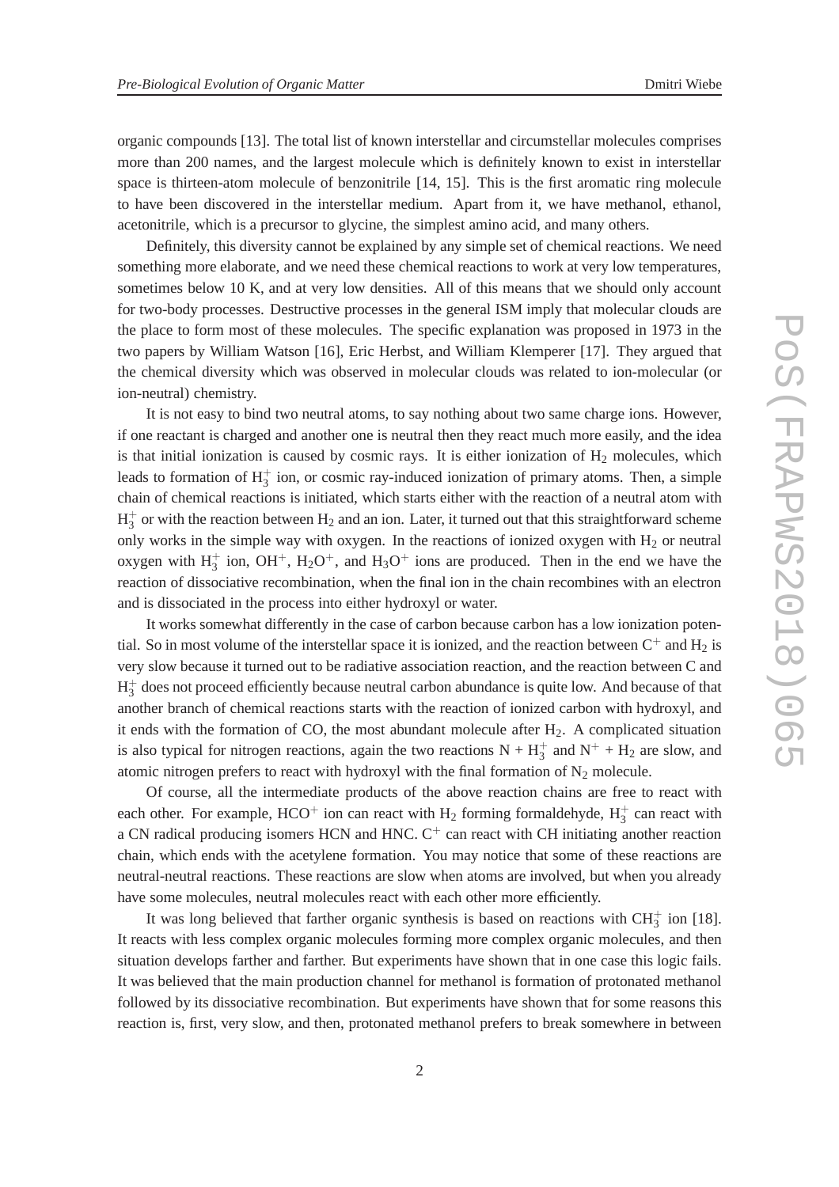organic compounds [13]. The total list of known interstellar and circumstellar molecules comprises more than 200 names, and the largest molecule which is definitely known to exist in interstellar space is thirteen-atom molecule of benzonitrile [14, 15]. This is the first aromatic ring molecule to have been discovered in the interstellar medium. Apart from it, we have methanol, ethanol, acetonitrile, which is a precursor to glycine, the simplest amino acid, and many others.

Definitely, this diversity cannot be explained by any simple set of chemical reactions. We need something more elaborate, and we need these chemical reactions to work at very low temperatures, sometimes below 10 K, and at very low densities. All of this means that we should only account for two-body processes. Destructive processes in the general ISM imply that molecular clouds are the place to form most of these molecules. The specific explanation was proposed in 1973 in the two papers by William Watson [16], Eric Herbst, and William Klemperer [17]. They argued that the chemical diversity which was observed in molecular clouds was related to ion-molecular (or ion-neutral) chemistry.

It is not easy to bind two neutral atoms, to say nothing about two same charge ions. However, if one reactant is charged and another one is neutral then they react much more easily, and the idea is that initial ionization is caused by cosmic rays. It is either ionization of $H_2$ molecules, which leads to formation of $H_3^+$ ion, or cosmic ray-induced ionization of primary atoms. Then, a simple chain of chemical reactions is initiated, which starts either with the reaction of a neutral atom with $H_3^+$ or with the reaction between $H_2$ and an ion. Later, it turned out that this straightforward scheme only works in the simple way with oxygen. In the reactions of ionized oxygen with $H_2$ or neutral oxygen with $H_3^+$ ion, $OH^+$, $H_2O^+$, and $H_3O^+$ ions are produced. Then in the end we have the reaction of dissociative recombination, when the final ion in the chain recombines with an electron and is dissociated in the process into either hydroxyl or water.

It works somewhat differently in the case of carbon because carbon has a low ionization potential. So in most volume of the interstellar space it is ionized, and the reaction between $C^+$ and $H_2$ is very slow because it turned out to be radiative association reaction, and the reaction between C and $H_3^+$ does not proceed efficiently because neutral carbon abundance is quite low. And because of that another branch of chemical reactions starts with the reaction of ionized carbon with hydroxyl, and it ends with the formation of CO, the most abundant molecule after $H_2$. A complicated situation is also typical for nitrogen reactions, again the two reactions N + $H_3^+$ and $N^+$ + $H_2$ are slow, and atomic nitrogen prefers to react with hydroxyl with the final formation of $N_2$ molecule.

Of course, all the intermediate products of the above reaction chains are free to react with each other. For example, $HCO^+$ ion can react with $H_2$ forming formaldehyde, $H_3^+$ can react with a CN radical producing isomers HCN and HNC. $C^+$ can react with CH initiating another reaction chain, which ends with the acetylene formation. You may notice that some of these reactions are neutral-neutral reactions. These reactions are slow when atoms are involved, but when you already have some molecules, neutral molecules react with each other more efficiently.

It was long believed that farther organic synthesis is based on reactions with $CH_3^+$ ion [18]. It reacts with less complex organic molecules forming more complex organic molecules, and then situation develops farther and farther. But experiments have shown that in one case this logic fails. It was believed that the main production channel for methanol is formation of protonated methanol followed by its dissociative recombination. But experiments have shown that for some reasons this reaction is, first, very slow, and then, protonated methanol prefers to break somewhere in between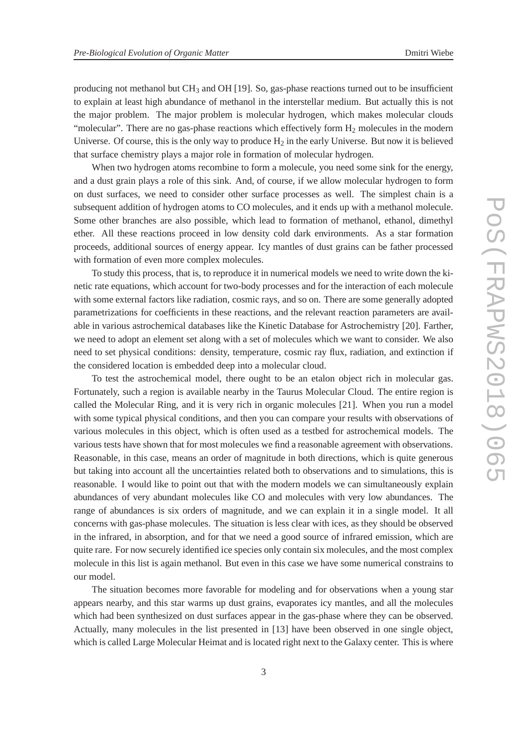producing not methanol but $CH_3$ and OH [19]. So, gas-phase reactions turned out to be insufficient to explain at least high abundance of methanol in the interstellar medium. But actually this is not the major problem. The major problem is molecular hydrogen, which makes molecular clouds "molecular". There are no gas-phase reactions which effectively form $H_2$ molecules in the modern Universe. Of course, this is the only way to produce $H_2$ in the early Universe. But now it is believed that surface chemistry plays a major role in formation of molecular hydrogen.

When two hydrogen atoms recombine to form a molecule, you need some sink for the energy, and a dust grain plays a role of this sink. And, of course, if we allow molecular hydrogen to form on dust surfaces, we need to consider other surface processes as well. The simplest chain is a subsequent addition of hydrogen atoms to CO molecules, and it ends up with a methanol molecule. Some other branches are also possible, which lead to formation of methanol, ethanol, dimethyl ether. All these reactions proceed in low density cold dark environments. As a star formation proceeds, additional sources of energy appear. Icy mantles of dust grains can be father processed with formation of even more complex molecules.

To study this process, that is, to reproduce it in numerical models we need to write down the kinetic rate equations, which account for two-body processes and for the interaction of each molecule with some external factors like radiation, cosmic rays, and so on. There are some generally adopted parametrizations for coefficients in these reactions, and the relevant reaction parameters are available in various astrochemical databases like the Kinetic Database for Astrochemistry [20]. Farther, we need to adopt an element set along with a set of molecules which we want to consider. We also need to set physical conditions: density, temperature, cosmic ray flux, radiation, and extinction if the considered location is embedded deep into a molecular cloud.

To test the astrochemical model, there ought to be an etalon object rich in molecular gas. Fortunately, such a region is available nearby in the Taurus Molecular Cloud. The entire region is called the Molecular Ring, and it is very rich in organic molecules [21]. When you run a model with some typical physical conditions, and then you can compare your results with observations of various molecules in this object, which is often used as a testbed for astrochemical models. The various tests have shown that for most molecules we find a reasonable agreement with observations. Reasonable, in this case, means an order of magnitude in both directions, which is quite generous but taking into account all the uncertainties related both to observations and to simulations, this is reasonable. I would like to point out that with the modern models we can simultaneously explain abundances of very abundant molecules like CO and molecules with very low abundances. The range of abundances is six orders of magnitude, and we can explain it in a single model. It all concerns with gas-phase molecules. The situation is less clear with ices, as they should be observed in the infrared, in absorption, and for that we need a good source of infrared emission, which are quite rare. For now securely identified ice species only contain six molecules, and the most complex molecule in this list is again methanol. But even in this case we have some numerical constrains to our model.

The situation becomes more favorable for modeling and for observations when a young star appears nearby, and this star warms up dust grains, evaporates icy mantles, and all the molecules which had been synthesized on dust surfaces appear in the gas-phase where they can be observed. Actually, many molecules in the list presented in [13] have been observed in one single object, which is called Large Molecular Heimat and is located right next to the Galaxy center. This is where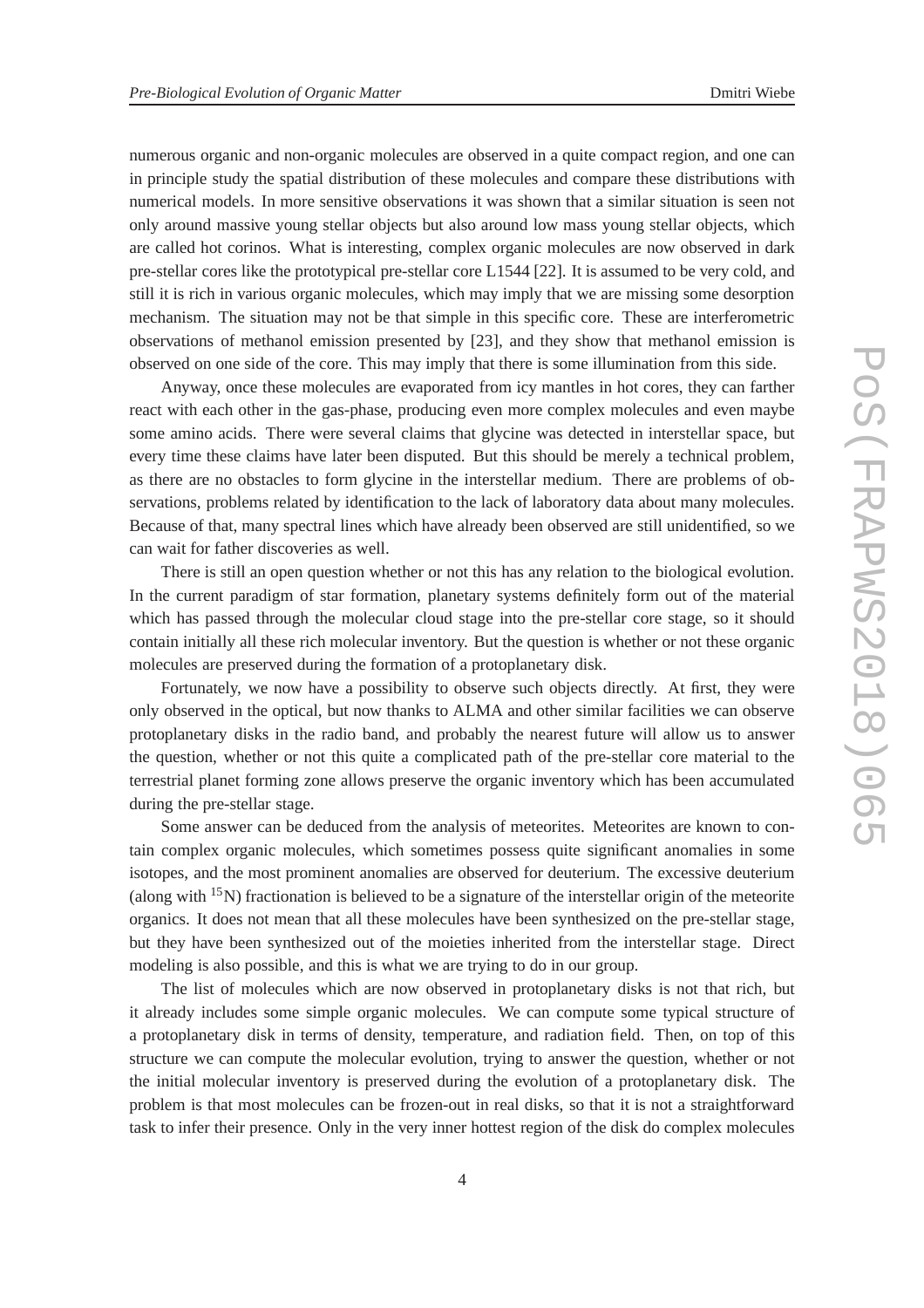numerous organic and non-organic molecules are observed in a quite compact region, and one can in principle study the spatial distribution of these molecules and compare these distributions with numerical models. In more sensitive observations it was shown that a similar situation is seen not only around massive young stellar objects but also around low mass young stellar objects, which are called hot corinos. What is interesting, complex organic molecules are now observed in dark pre-stellar cores like the prototypical pre-stellar core L1544 [22]. It is assumed to be very cold, and still it is rich in various organic molecules, which may imply that we are missing some desorption mechanism. The situation may not be that simple in this specific core. These are interferometric observations of methanol emission presented by [23], and they show that methanol emission is observed on one side of the core. This may imply that there is some illumination from this side.

Anyway, once these molecules are evaporated from icy mantles in hot cores, they can farther react with each other in the gas-phase, producing even more complex molecules and even maybe some amino acids. There were several claims that glycine was detected in interstellar space, but every time these claims have later been disputed. But this should be merely a technical problem, as there are no obstacles to form glycine in the interstellar medium. There are problems of observations, problems related by identification to the lack of laboratory data about many molecules. Because of that, many spectral lines which have already been observed are still unidentified, so we can wait for father discoveries as well.

There is still an open question whether or not this has any relation to the biological evolution. In the current paradigm of star formation, planetary systems definitely form out of the material which has passed through the molecular cloud stage into the pre-stellar core stage, so it should contain initially all these rich molecular inventory. But the question is whether or not these organic molecules are preserved during the formation of a protoplanetary disk.

Fortunately, we now have a possibility to observe such objects directly. At first, they were only observed in the optical, but now thanks to ALMA and other similar facilities we can observe protoplanetary disks in the radio band, and probably the nearest future will allow us to answer the question, whether or not this quite a complicated path of the pre-stellar core material to the terrestrial planet forming zone allows preserve the organic inventory which has been accumulated during the pre-stellar stage.

Some answer can be deduced from the analysis of meteorites. Meteorites are known to contain complex organic molecules, which sometimes possess quite significant anomalies in some isotopes, and the most prominent anomalies are observed for deuterium. The excessive deuterium (along with $^{15}N$) fractionation is believed to be a signature of the interstellar origin of the meteorite organics. It does not mean that all these molecules have been synthesized on the pre-stellar stage, but they have been synthesized out of the moieties inherited from the interstellar stage. Direct modeling is also possible, and this is what we are trying to do in our group.

The list of molecules which are now observed in protoplanetary disks is not that rich, but it already includes some simple organic molecules. We can compute some typical structure of a protoplanetary disk in terms of density, temperature, and radiation field. Then, on top of this structure we can compute the molecular evolution, trying to answer the question, whether or not the initial molecular inventory is preserved during the evolution of a protoplanetary disk. The problem is that most molecules can be frozen-out in real disks, so that it is not a straightforward task to infer their presence. Only in the very inner hottest region of the disk do complex molecules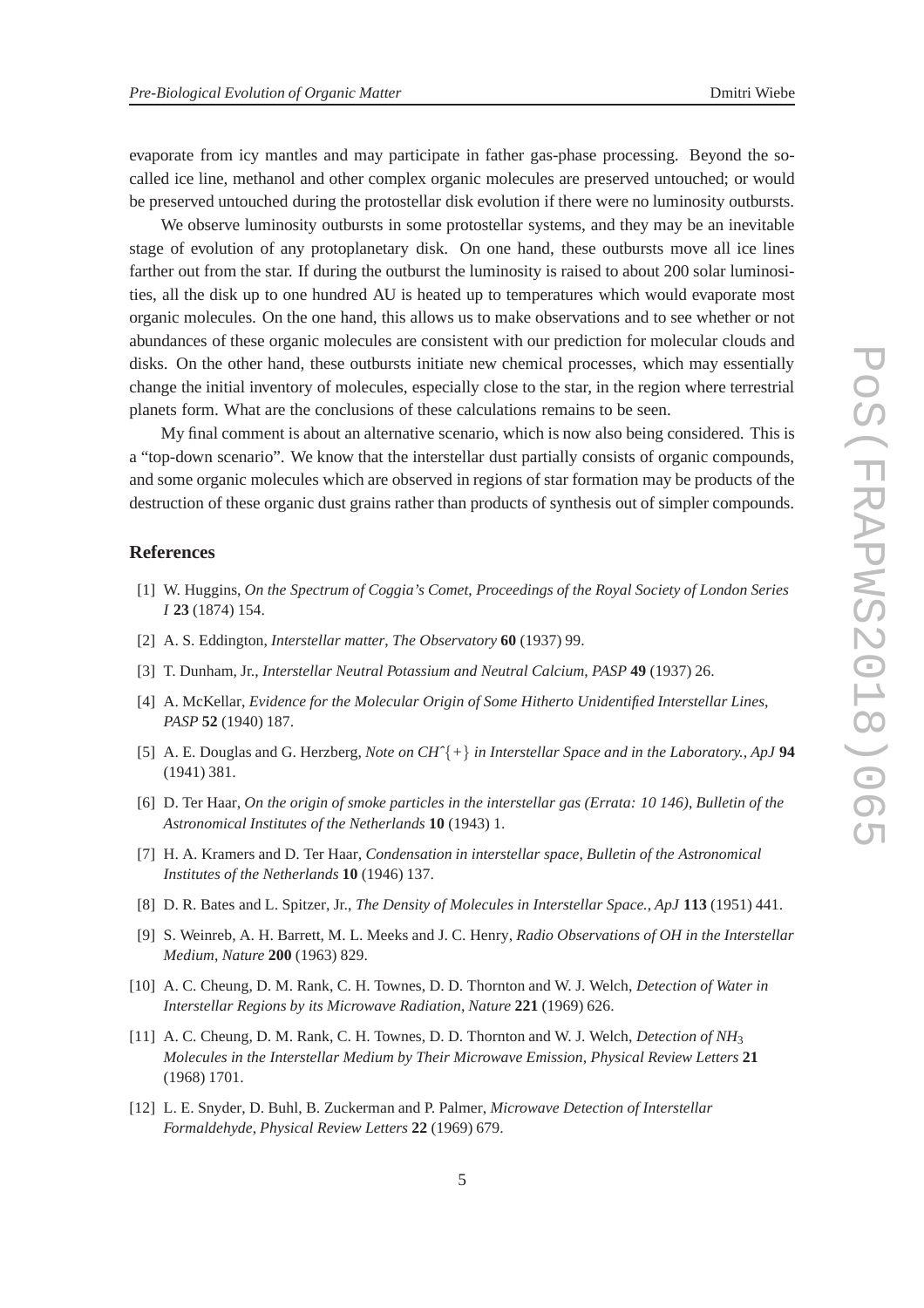evaporate from icy mantles and may participate in father gas-phase processing. Beyond the so-called ice line, methanol and other complex organic molecules are preserved untouched; or would be preserved untouched during the protostellar disk evolution if there were no luminosity outbursts.

We observe luminosity outbursts in some protostellar systems, and they may be an inevitable stage of evolution of any protoplanetary disk. On one hand, these outbursts move all ice lines farther out from the star. If during the outburst the luminosity is raised to about 200 solar luminosities, all the disk up to one hundred AU is heated up to temperatures which would evaporate most organic molecules. On the one hand, this allows us to make observations and to see whether or not abundances of these organic molecules are consistent with our prediction for molecular clouds and disks. On the other hand, these outbursts initiate new chemical processes, which may essentially change the initial inventory of molecules, especially close to the star, in the region where terrestrial planets form. What are the conclusions of these calculations remains to be seen.

My final comment is about an alternative scenario, which is now also being considered. This is a "top-down scenario". We know that the interstellar dust partially consists of organic compounds, and some organic molecules which are observed in regions of star formation may be products of the destruction of these organic dust grains rather than products of synthesis out of simpler compounds.

## References

[1] W. Huggins, *On the Spectrum of Coggia's Comet*, *Proceedings of the Royal Society of London Series I* **23** (1874) 154.

[2] A. S. Eddington, *Interstellar matter*, *The Observatory* **60** (1937) 99.

[3] T. Dunham, Jr., *Interstellar Neutral Potassium and Neutral Calcium*, *PASP* **49** (1937) 26.

[4] A. McKellar, *Evidence for the Molecular Origin of Some Hitherto Unidentified Interstellar Lines*, *PASP* **52** (1940) 187.

[5] A. E. Douglas and G. Herzberg, *Note on CHˆ{+} in Interstellar Space and in the Laboratory.*, *ApJ* **94** (1941) 381.

[6] D. Ter Haar, *On the origin of smoke particles in the interstellar gas (Errata: 10 146)*, *Bulletin of the Astronomical Institutes of the Netherlands* **10** (1943) 1.

[7] H. A. Kramers and D. Ter Haar, *Condensation in interstellar space*, *Bulletin of the Astronomical Institutes of the Netherlands* **10** (1946) 137.

[8] D. R. Bates and L. Spitzer, Jr., *The Density of Molecules in Interstellar Space.*, *ApJ* **113** (1951) 441.

[9] S. Weinreb, A. H. Barrett, M. L. Meeks and J. C. Henry, *Radio Observations of OH in the Interstellar Medium*, *Nature* **200** (1963) 829.

[10] A. C. Cheung, D. M. Rank, C. H. Townes, D. D. Thornton and W. J. Welch, *Detection of Water in Interstellar Regions by its Microwave Radiation*, *Nature* **221** (1969) 626.

[11] A. C. Cheung, D. M. Rank, C. H. Townes, D. D. Thornton and W. J. Welch, *Detection of* $NH_3$ *Molecules in the Interstellar Medium by Their Microwave Emission*, *Physical Review Letters* **21** (1968) 1701.

[12] L. E. Snyder, D. Buhl, B. Zuckerman and P. Palmer, *Microwave Detection of Interstellar Formaldehyde*, *Physical Review Letters* **22** (1969) 679.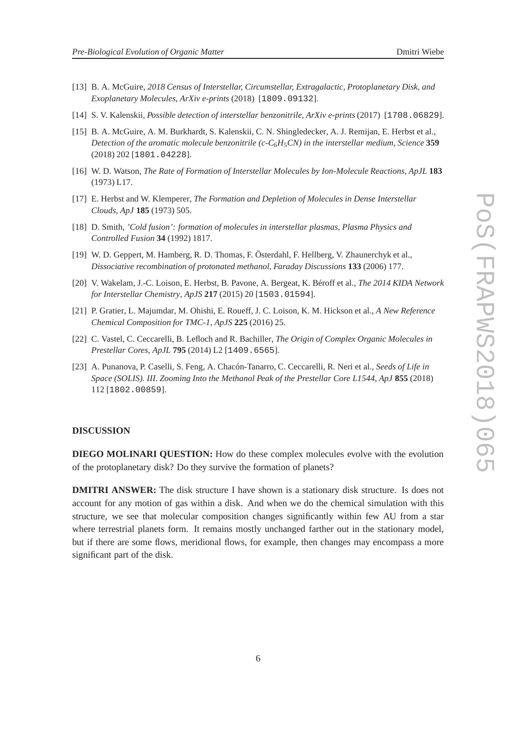[13] B. A. McGuire, *2018 Census of Interstellar, Circumstellar, Extragalactic, Protoplanetary Disk, and Exoplanetary Molecules*, *ArXiv e-prints* (2018) [1809.09132].

[14] S. V. Kalenskii, *Possible detection of interstellar benzonitrile*, *ArXiv e-prints* (2017) [1708.06829].

[15] B. A. McGuire, A. M. Burkhardt, S. Kalenskii, C. N. Shingledecker, A. J. Remijan, E. Herbst et al., *Detection of the aromatic molecule benzonitrile (c-$C_6H_5CN$) in the interstellar medium*, *Science* **359** (2018) 202 [1801.04228].

[16] W. D. Watson, *The Rate of Formation of Interstellar Molecules by Ion-Molecule Reactions*, *ApJL* **183** (1973) L17.

[17] E. Herbst and W. Klemperer, *The Formation and Depletion of Molecules in Dense Interstellar Clouds*, *ApJ* **185** (1973) 505.

[18] D. Smith, *'Cold fusion': formation of molecules in interstellar plasmas*, *Plasma Physics and Controlled Fusion* **34** (1992) 1817.

[19] W. D. Geppert, M. Hamberg, R. D. Thomas, F. Österdahl, F. Hellberg, V. Zhaunerchyk et al., *Dissociative recombination of protonated methanol*, *Faraday Discussions* **133** (2006) 177.

[20] V. Wakelam, J.-C. Loison, E. Herbst, B. Pavone, A. Bergeat, K. Béroff et al., *The 2014 KIDA Network for Interstellar Chemistry*, *ApJS* **217** (2015) 20 [1503.01594].

[21] P. Gratier, L. Majumdar, M. Ohishi, E. Roueff, J. C. Loison, K. M. Hickson et al., *A New Reference Chemical Composition for TMC-1*, *ApJS* **225** (2016) 25.

[22] C. Vastel, C. Ceccarelli, B. Lefloch and R. Bachiller, *The Origin of Complex Organic Molecules in Prestellar Cores*, *ApJL* **795** (2014) L2 [1409.6565].

[23] A. Punanova, P. Caselli, S. Feng, A. Chacón-Tanarro, C. Ceccarelli, R. Neri et al., *Seeds of Life in Space (SOLIS). III. Zooming Into the Methanol Peak of the Prestellar Core L1544*, *ApJ* **855** (2018) 112 [1802.00859].

## DISCUSSION

**DIEGO MOLINARI QUESTION:** How do these complex molecules evolve with the evolution of the protoplanetary disk? Do they survive the formation of planets?

**DMITRI ANSWER:** The disk structure I have shown is a stationary disk structure. Is does not account for any motion of gas within a disk. And when we do the chemical simulation with this structure, we see that molecular composition changes significantly within few AU from a star where terrestrial planets form. It remains mostly unchanged farther out in the stationary model, but if there are some flows, meridional flows, for example, then changes may encompass a more significant part of the disk.